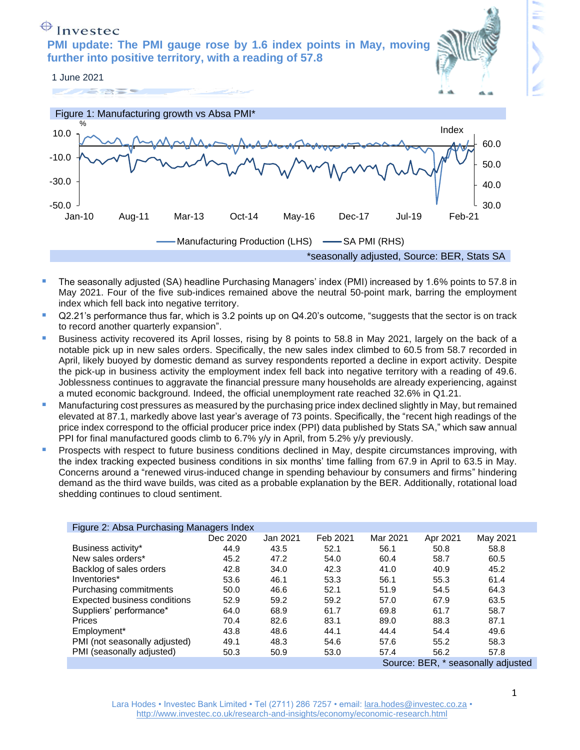Investec

# PMI update: The PMI gauge rose by 1.6 index points in May, moving further into positive territory, with a reading of 57.8

1 June 2021

Figure 1: Manufacturing growth vs Absa PMI*

*seasonally adjusted, Source: BER, Stats SA

- The seasonally adjusted (SA) headline Purchasing Managers' index (PMI) increased by 1.6% points to 57.8 in May 2021. Four of the five sub-indices remained above the neutral 50-point mark, barring the employment index which fell back into negative territory.
- Q2.21's performance thus far, which is 3.2 points up on Q4.20's outcome, "suggests that the sector is on track to record another quarterly expansion".
- Business activity recovered its April losses, rising by 8 points to 58.8 in May 2021, largely on the back of a notable pick up in new sales orders. Specifically, the new sales index climbed to 60.5 from 58.7 recorded in April, likely buoyed by domestic demand as survey respondents reported a decline in export activity. Despite the pick-up in business activity the employment index fell back into negative territory with a reading of 49.6. Joblessness continues to aggravate the financial pressure many households are already experiencing, against a muted economic background. Indeed, the official unemployment rate reached 32.6% in Q1.21.
- Manufacturing cost pressures as measured by the purchasing price index declined slightly in May, but remained elevated at 87.1, markedly above last year's average of 73 points. Specifically, the "recent high readings of the price index correspond to the official producer price index (PPI) data published by Stats SA," which saw annual PPI for final manufactured goods climb to 6.7% y/y in April, from 5.2% y/y previously.
- Prospects with respect to future business conditions declined in May, despite circumstances improving, with the index tracking expected business conditions in six months' time falling from 67.9 in April to 63.5 in May. Concerns around a "renewed virus-induced change in spending behaviour by consumers and firms" hindering demand as the third wave builds, was cited as a probable explanation by the BER. Additionally, rotational load shedding continues to cloud sentiment.

Figure 2: Absa Purchasing Managers Index

| | Dec 2020 | Jan 2021 | Feb 2021 | Mar 2021 | Apr 2021 | May 2021 |
|---|---|---|---|---|---|---|
| Business activity* | 44.9 | 43.5 | 52.1 | 56.1 | 50.8 | 58.8 |
| New sales orders* | 45.2 | 47.2 | 54.0 | 60.4 | 58.7 | 60.5 |
| Backlog of sales orders | 42.8 | 34.0 | 42.3 | 41.0 | 40.9 | 45.2 |
| Inventories* | 53.6 | 46.1 | 53.3 | 56.1 | 55.3 | 61.4 |
| Purchasing commitments | 50.0 | 46.6 | 52.1 | 51.9 | 54.5 | 64.3 |
| Expected business conditions | 52.9 | 59.2 | 59.2 | 57.0 | 67.9 | 63.5 |
| Suppliers' performance* | 64.0 | 68.9 | 61.7 | 69.8 | 61.7 | 58.7 |
| Prices | 70.4 | 82.6 | 83.1 | 89.0 | 88.3 | 87.1 |
| Employment* | 43.8 | 48.6 | 44.1 | 44.4 | 54.4 | 49.6 |
| PMI (not seasonally adjusted) | 49.1 | 48.3 | 54.6 | 57.6 | 55.2 | 58.3 |
| PMI (seasonally adjusted) | 50.3 | 50.9 | 53.0 | 57.4 | 56.2 | 57.8 |

Source: BER, * seasonally adjusted

Lara Hodes • Investec Bank Limited • Tel (2711) 286 7257 • email: lara.hodes@investec.co.za • http://www.investec.co.uk/research-and-insights/economy/economic-research.html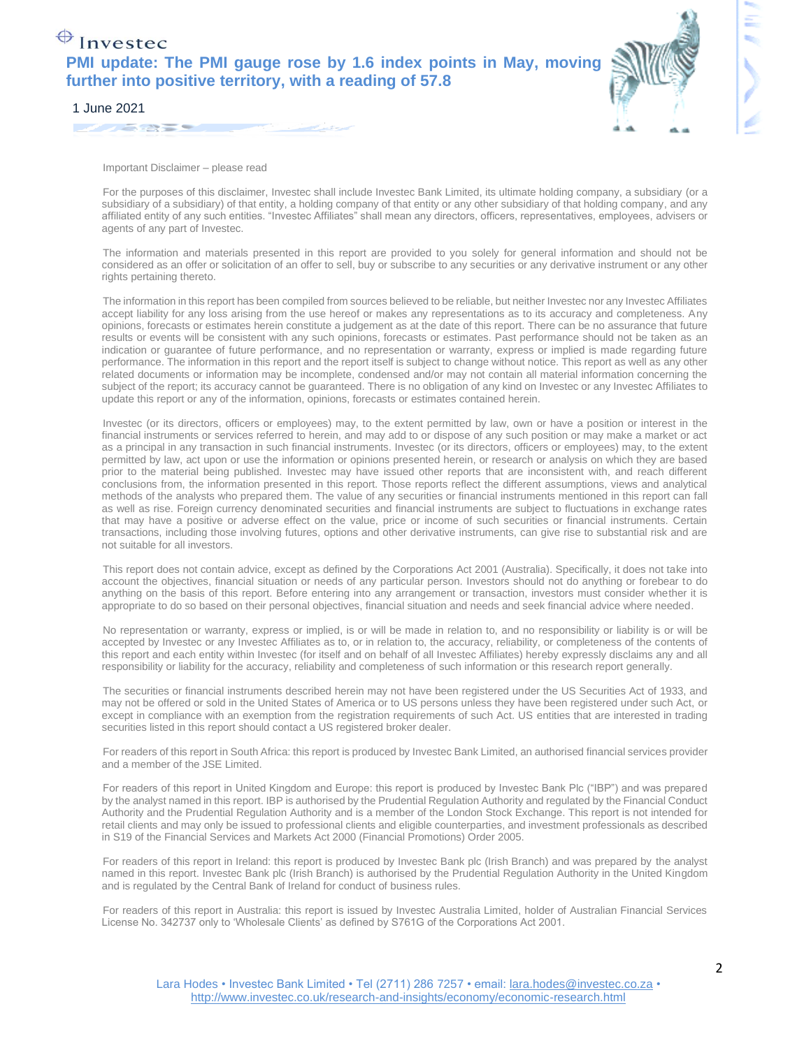Important Disclaimer – please read

For the purposes of this disclaimer, Investec shall include Investec Bank Limited, its ultimate holding company, a subsidiary (or a subsidiary of a subsidiary) of that entity, a holding company of that entity or any other subsidiary of that holding company, and any affiliated entity of any such entities. "Investec Affiliates" shall mean any directors, officers, representatives, employees, advisers or agents of any part of Investec.

The information and materials presented in this report are provided to you solely for general information and should not be considered as an offer or solicitation of an offer to sell, buy or subscribe to any securities or any derivative instrument or any other rights pertaining thereto.

The information in this report has been compiled from sources believed to be reliable, but neither Investec nor any Investec Affiliates accept liability for any loss arising from the use hereof or makes any representations as to its accuracy and completeness. Any opinions, forecasts or estimates herein constitute a judgement as at the date of this report. There can be no assurance that future results or events will be consistent with any such opinions, forecasts or estimates. Past performance should not be taken as an indication or guarantee of future performance, and no representation or warranty, express or implied is made regarding future performance. The information in this report and the report itself is subject to change without notice. This report as well as any other related documents or information may be incomplete, condensed and/or may not contain all material information concerning the subject of the report; its accuracy cannot be guaranteed. There is no obligation of any kind on Investec or any Investec Affiliates to update this report or any of the information, opinions, forecasts or estimates contained herein.

Investec (or its directors, officers or employees) may, to the extent permitted by law, own or have a position or interest in the financial instruments or services referred to herein, and may add to or dispose of any such position or may make a market or act as a principal in any transaction in such financial instruments. Investec (or its directors, officers or employees) may, to the extent permitted by law, act upon or use the information or opinions presented herein, or research or analysis on which they are based prior to the material being published. Investec may have issued other reports that are inconsistent with, and reach different conclusions from, the information presented in this report. Those reports reflect the different assumptions, views and analytical methods of the analysts who prepared them. The value of any securities or financial instruments mentioned in this report can fall as well as rise. Foreign currency denominated securities and financial instruments are subject to fluctuations in exchange rates that may have a positive or adverse effect on the value, price or income of such securities or financial instruments. Certain transactions, including those involving futures, options and other derivative instruments, can give rise to substantial risk and are not suitable for all investors.

This report does not contain advice, except as defined by the Corporations Act 2001 (Australia). Specifically, it does not take into account the objectives, financial situation or needs of any particular person. Investors should not do anything or forebear to do anything on the basis of this report. Before entering into any arrangement or transaction, investors must consider whether it is appropriate to do so based on their personal objectives, financial situation and needs and seek financial advice where needed.

No representation or warranty, express or implied, is or will be made in relation to, and no responsibility or liability is or will be accepted by Investec or any Investec Affiliates as to, or in relation to, the accuracy, reliability, or completeness of the contents of this report and each entity within Investec (for itself and on behalf of all Investec Affiliates) hereby expressly disclaims any and all responsibility or liability for the accuracy, reliability and completeness of such information or this research report generally.

The securities or financial instruments described herein may not have been registered under the US Securities Act of 1933, and may not be offered or sold in the United States of America or to US persons unless they have been registered under such Act, or except in compliance with an exemption from the registration requirements of such Act. US entities that are interested in trading securities listed in this report should contact a US registered broker dealer.

For readers of this report in South Africa: this report is produced by Investec Bank Limited, an authorised financial services provider and a member of the JSE Limited.

For readers of this report in United Kingdom and Europe: this report is produced by Investec Bank Plc ("IBP") and was prepared by the analyst named in this report. IBP is authorised by the Prudential Regulation Authority and regulated by the Financial Conduct Authority and the Prudential Regulation Authority and is a member of the London Stock Exchange. This report is not intended for retail clients and may only be issued to professional clients and eligible counterparties, and investment professionals as described in S19 of the Financial Services and Markets Act 2000 (Financial Promotions) Order 2005.

For readers of this report in Ireland: this report is produced by Investec Bank plc (Irish Branch) and was prepared by the analyst named in this report. Investec Bank plc (Irish Branch) is authorised by the Prudential Regulation Authority in the United Kingdom and is regulated by the Central Bank of Ireland for conduct of business rules.

For readers of this report in Australia: this report is issued by Investec Australia Limited, holder of Australian Financial Services License No. 342737 only to 'Wholesale Clients' as defined by S761G of the Corporations Act 2001.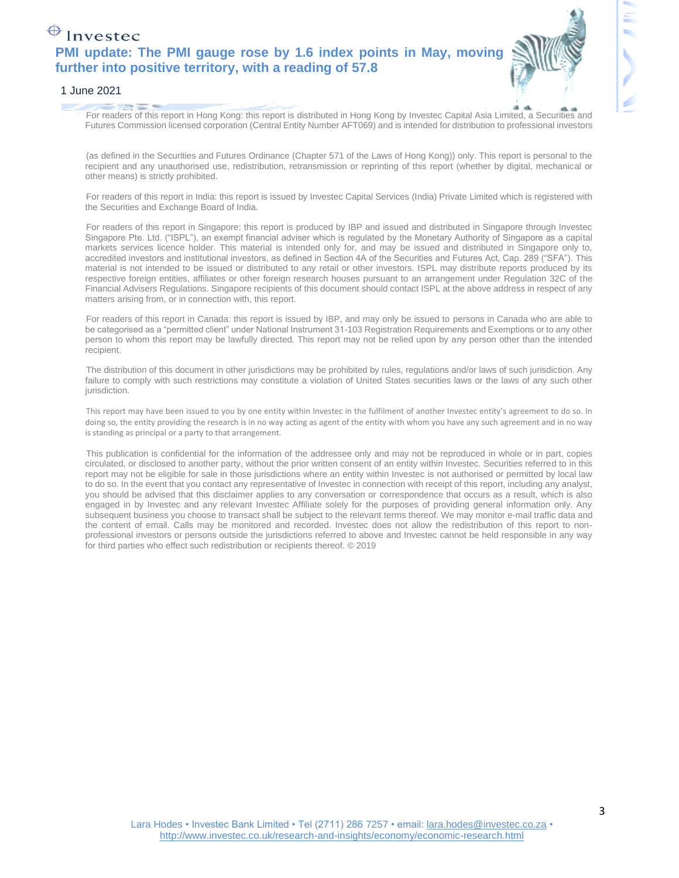For readers of this report in Hong Kong: this report is distributed in Hong Kong by Investec Capital Asia Limited, a Securities and Futures Commission licensed corporation (Central Entity Number AFT069) and is intended for distribution to professional investors

(as defined in the Securities and Futures Ordinance (Chapter 571 of the Laws of Hong Kong)) only. This report is personal to the recipient and any unauthorised use, redistribution, retransmission or reprinting of this report (whether by digital, mechanical or other means) is strictly prohibited.

For readers of this report in India: this report is issued by Investec Capital Services (India) Private Limited which is registered with the Securities and Exchange Board of India.

For readers of this report in Singapore: this report is produced by IBP and issued and distributed in Singapore through Investec Singapore Pte. Ltd. ("ISPL"), an exempt financial adviser which is regulated by the Monetary Authority of Singapore as a capital markets services licence holder. This material is intended only for, and may be issued and distributed in Singapore only to, accredited investors and institutional investors, as defined in Section 4A of the Securities and Futures Act, Cap. 289 ("SFA"). This material is not intended to be issued or distributed to any retail or other investors. ISPL may distribute reports produced by its respective foreign entities, affiliates or other foreign research houses pursuant to an arrangement under Regulation 32C of the Financial Advisers Regulations. Singapore recipients of this document should contact ISPL at the above address in respect of any matters arising from, or in connection with, this report.

For readers of this report in Canada: this report is issued by IBP, and may only be issued to persons in Canada who are able to be categorised as a "permitted client" under National Instrument 31-103 Registration Requirements and Exemptions or to any other person to whom this report may be lawfully directed. This report may not be relied upon by any person other than the intended recipient.

The distribution of this document in other jurisdictions may be prohibited by rules, regulations and/or laws of such jurisdiction. Any failure to comply with such restrictions may constitute a violation of United States securities laws or the laws of any such other jurisdiction.

This report may have been issued to you by one entity within Investec in the fulfilment of another Investec entity's agreement to do so. In doing so, the entity providing the research is in no way acting as agent of the entity with whom you have any such agreement and in no way is standing as principal or a party to that arrangement.

This publication is confidential for the information of the addressee only and may not be reproduced in whole or in part, copies circulated, or disclosed to another party, without the prior written consent of an entity within Investec. Securities referred to in this report may not be eligible for sale in those jurisdictions where an entity within Investec is not authorised or permitted by local law to do so. In the event that you contact any representative of Investec in connection with receipt of this report, including any analyst, you should be advised that this disclaimer applies to any conversation or correspondence that occurs as a result, which is also engaged in by Investec and any relevant Investec Affiliate solely for the purposes of providing general information only. Any subsequent business you choose to transact shall be subject to the relevant terms thereof. We may monitor e-mail traffic data and the content of email. Calls may be monitored and recorded. Investec does not allow the redistribution of this report to non-professional investors or persons outside the jurisdictions referred to above and Investec cannot be held responsible in any way for third parties who effect such redistribution or recipients thereof. © 2019